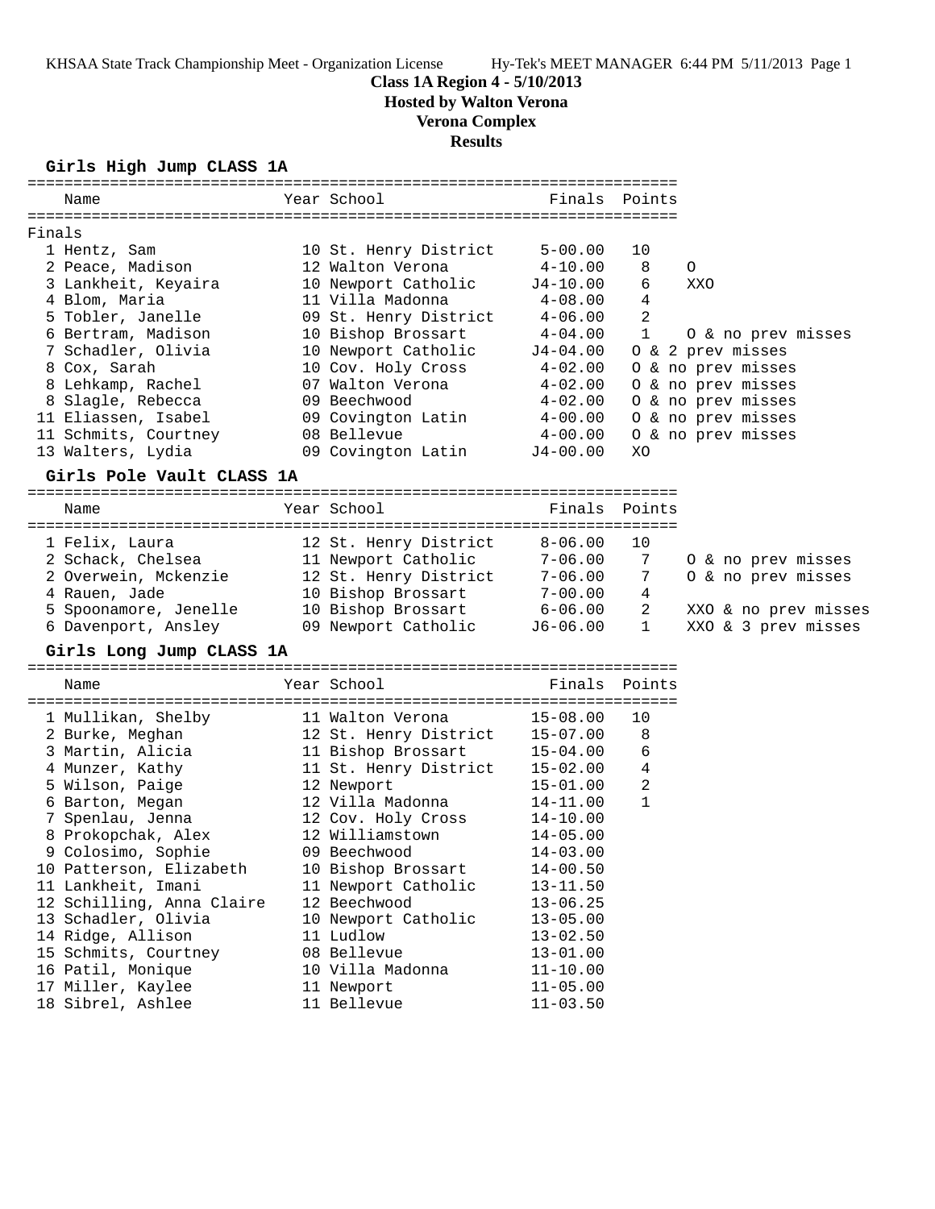# Class 1A Region 4 - 5/10/2013

## Hosted by Walton Verona

## Verona Complex

## Results

### Girls High Jump CLASS 1A

| Place | Name | Year | School | Finals | Points | |
|---|---|---|---|---|---|---|
| **Finals** | | | | | | |
| 1 | Hentz, Sam | 10 | St. Henry District | 5-00.00 | 10 | |
| 2 | Peace, Madison | 12 | Walton Verona | 4-10.00 | 8 | O |
| 3 | Lankheit, Keyaira | 10 | Newport Catholic | J4-10.00 | 6 | XXO |
| 4 | Blom, Maria | 11 | Villa Madonna | 4-08.00 | 4 | |
| 5 | Tobler, Janelle | 09 | St. Henry District | 4-06.00 | 2 | |
| 6 | Bertram, Madison | 10 | Bishop Brossart | 4-04.00 | 1 | O & no prev misses |
| 7 | Schadler, Olivia | 10 | Newport Catholic | J4-04.00 | | O & 2 prev misses |
| 8 | Cox, Sarah | 10 | Cov. Holy Cross | 4-02.00 | | O & no prev misses |
| 8 | Lehkamp, Rachel | 07 | Walton Verona | 4-02.00 | | O & no prev misses |
| 8 | Slagle, Rebecca | 09 | Beechwood | 4-02.00 | | O & no prev misses |
| 11 | Eliassen, Isabel | 09 | Covington Latin | 4-00.00 | | O & no prev misses |
| 11 | Schmits, Courtney | 08 | Bellevue | 4-00.00 | | O & no prev misses |
| 13 | Walters, Lydia | 09 | Covington Latin | J4-00.00 | | XO |

### Girls Pole Vault CLASS 1A

| Place | Name | Year | School | Finals | Points | |
|---|---|---|---|---|---|---|
| 1 | Felix, Laura | 12 | St. Henry District | 8-06.00 | 10 | |
| 2 | Schack, Chelsea | 11 | Newport Catholic | 7-06.00 | 7 | O & no prev misses |
| 2 | Overwein, Mckenzie | 12 | St. Henry District | 7-06.00 | 7 | O & no prev misses |
| 4 | Rauen, Jade | 10 | Bishop Brossart | 7-00.00 | 4 | |
| 5 | Spoonamore, Jenelle | 10 | Bishop Brossart | 6-06.00 | 2 | XXO & no prev misses |
| 6 | Davenport, Ansley | 09 | Newport Catholic | J6-06.00 | 1 | XXO & 3 prev misses |

### Girls Long Jump CLASS 1A

| Place | Name | Year | School | Finals | Points |
|---|---|---|---|---|---|
| 1 | Mullikan, Shelby | 11 | Walton Verona | 15-08.00 | 10 |
| 2 | Burke, Meghan | 12 | St. Henry District | 15-07.00 | 8 |
| 3 | Martin, Alicia | 11 | Bishop Brossart | 15-04.00 | 6 |
| 4 | Munzer, Kathy | 11 | St. Henry District | 15-02.00 | 4 |
| 5 | Wilson, Paige | 12 | Newport | 15-01.00 | 2 |
| 6 | Barton, Megan | 12 | Villa Madonna | 14-11.00 | 1 |
| 7 | Spenlau, Jenna | 12 | Cov. Holy Cross | 14-10.00 | |
| 8 | Prokopchak, Alex | 12 | Williamstown | 14-05.00 | |
| 9 | Colosimo, Sophie | 09 | Beechwood | 14-03.00 | |
| 10 | Patterson, Elizabeth | 10 | Bishop Brossart | 14-00.50 | |
| 11 | Lankheit, Imani | 11 | Newport Catholic | 13-11.50 | |
| 12 | Schilling, Anna Claire | 12 | Beechwood | 13-06.25 | |
| 13 | Schadler, Olivia | 10 | Newport Catholic | 13-05.00 | |
| 14 | Ridge, Allison | 11 | Ludlow | 13-02.50 | |
| 15 | Schmits, Courtney | 08 | Bellevue | 13-01.00 | |
| 16 | Patil, Monique | 10 | Villa Madonna | 11-10.00 | |
| 17 | Miller, Kaylee | 11 | Newport | 11-05.00 | |
| 18 | Sibrel, Ashlee | 11 | Bellevue | 11-03.50 | |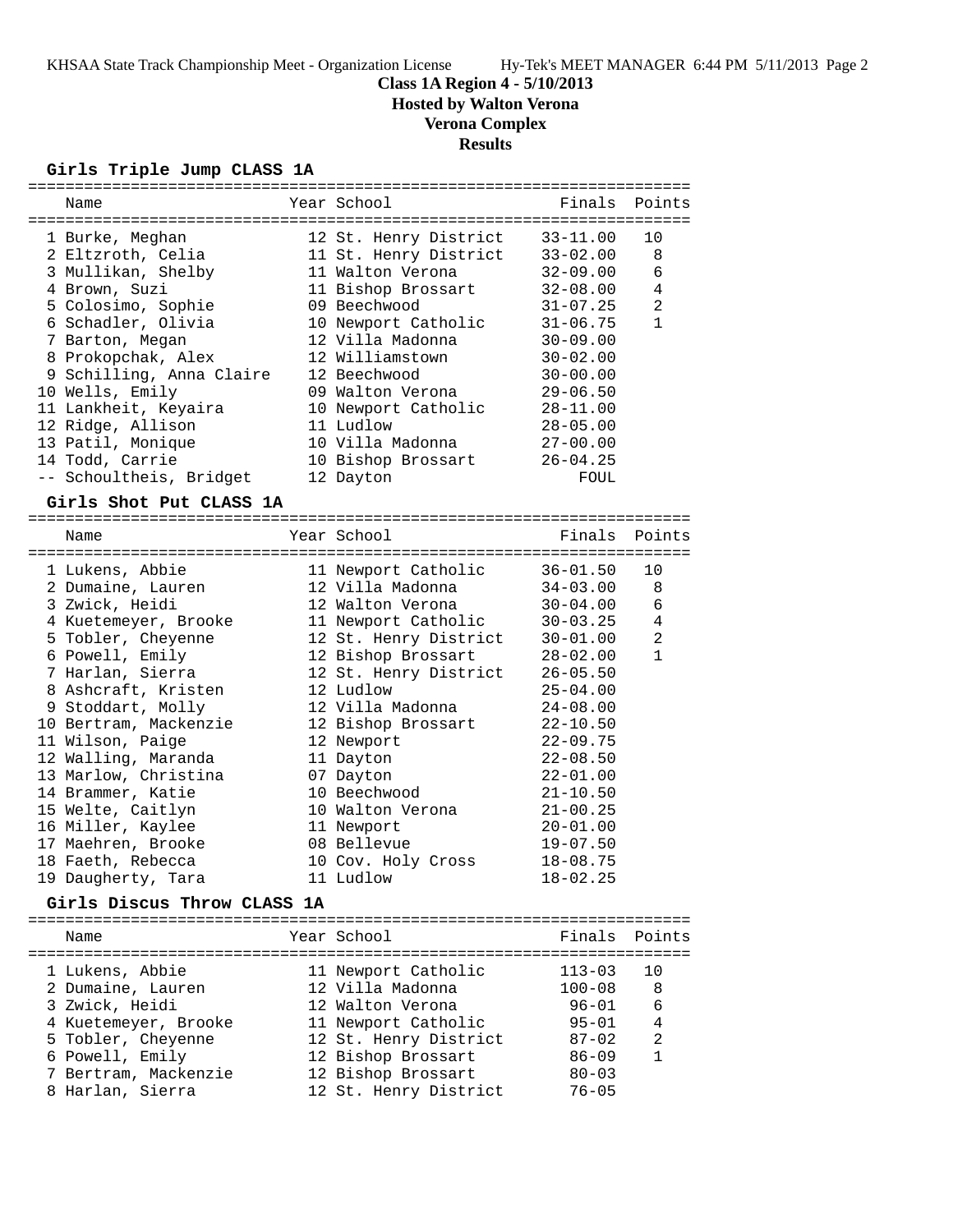## Class 1A Region 4 - 5/10/2013

### Hosted by Walton Verona

### Verona Complex

### Results

#### Girls Triple Jump CLASS 1A

| | Name | Year | School | Finals | Points |
|---|---|---|---|---|---|
| 1 | Burke, Meghan | 12 | St. Henry District | 33-11.00 | 10 |
| 2 | Eltzroth, Celia | 11 | St. Henry District | 33-02.00 | 8 |
| 3 | Mullikan, Shelby | 11 | Walton Verona | 32-09.00 | 6 |
| 4 | Brown, Suzi | 11 | Bishop Brossart | 32-08.00 | 4 |
| 5 | Colosimo, Sophie | 09 | Beechwood | 31-07.25 | 2 |
| 6 | Schadler, Olivia | 10 | Newport Catholic | 31-06.75 | 1 |
| 7 | Barton, Megan | 12 | Villa Madonna | 30-09.00 | |
| 8 | Prokopchak, Alex | 12 | Williamstown | 30-02.00 | |
| 9 | Schilling, Anna Claire | 12 | Beechwood | 30-00.00 | |
| 10 | Wells, Emily | 09 | Walton Verona | 29-06.50 | |
| 11 | Lankheit, Keyaira | 10 | Newport Catholic | 28-11.00 | |
| 12 | Ridge, Allison | 11 | Ludlow | 28-05.00 | |
| 13 | Patil, Monique | 10 | Villa Madonna | 27-00.00 | |
| 14 | Todd, Carrie | 10 | Bishop Brossart | 26-04.25 | |
| -- | Schoultheis, Bridget | 12 | Dayton | FOUL | |

#### Girls Shot Put CLASS 1A

| | Name | Year | School | Finals | Points |
|---|---|---|---|---|---|
| 1 | Lukens, Abbie | 11 | Newport Catholic | 36-01.50 | 10 |
| 2 | Dumaine, Lauren | 12 | Villa Madonna | 34-03.00 | 8 |
| 3 | Zwick, Heidi | 12 | Walton Verona | 30-04.00 | 6 |
| 4 | Kuetemeyer, Brooke | 11 | Newport Catholic | 30-03.25 | 4 |
| 5 | Tobler, Cheyenne | 12 | St. Henry District | 30-01.00 | 2 |
| 6 | Powell, Emily | 12 | Bishop Brossart | 28-02.00 | 1 |
| 7 | Harlan, Sierra | 12 | St. Henry District | 26-05.50 | |
| 8 | Ashcraft, Kristen | 12 | Ludlow | 25-04.00 | |
| 9 | Stoddart, Molly | 12 | Villa Madonna | 24-08.00 | |
| 10 | Bertram, Mackenzie | 12 | Bishop Brossart | 22-10.50 | |
| 11 | Wilson, Paige | 12 | Newport | 22-09.75 | |
| 12 | Walling, Maranda | 11 | Dayton | 22-08.50 | |
| 13 | Marlow, Christina | 07 | Dayton | 22-01.00 | |
| 14 | Brammer, Katie | 10 | Beechwood | 21-10.50 | |
| 15 | Welte, Caitlyn | 10 | Walton Verona | 21-00.25 | |
| 16 | Miller, Kaylee | 11 | Newport | 20-01.00 | |
| 17 | Maehren, Brooke | 08 | Bellevue | 19-07.50 | |
| 18 | Faeth, Rebecca | 10 | Cov. Holy Cross | 18-08.75 | |
| 19 | Daugherty, Tara | 11 | Ludlow | 18-02.25 | |

#### Girls Discus Throw CLASS 1A

| | Name | Year | School | Finals | Points |
|---|---|---|---|---|---|
| 1 | Lukens, Abbie | 11 | Newport Catholic | 113-03 | 10 |
| 2 | Dumaine, Lauren | 12 | Villa Madonna | 100-08 | 8 |
| 3 | Zwick, Heidi | 12 | Walton Verona | 96-01 | 6 |
| 4 | Kuetemeyer, Brooke | 11 | Newport Catholic | 95-01 | 4 |
| 5 | Tobler, Cheyenne | 12 | St. Henry District | 87-02 | 2 |
| 6 | Powell, Emily | 12 | Bishop Brossart | 86-09 | 1 |
| 7 | Bertram, Mackenzie | 12 | Bishop Brossart | 80-03 | |
| 8 | Harlan, Sierra | 12 | St. Henry District | 76-05 | |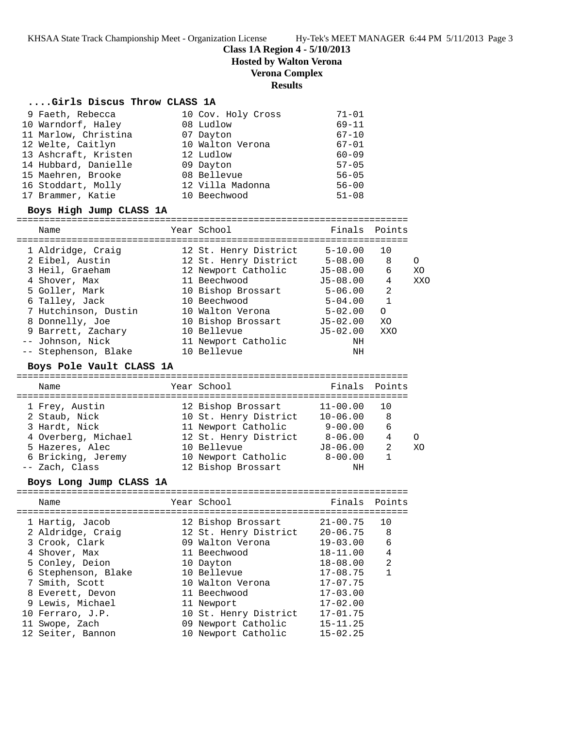**Class 1A Region 4 - 5/10/2013**
**Hosted by Walton Verona**
**Verona Complex**
**Results**

### ....Girls Discus Throw CLASS 1A

| Place | Name | Year | School | Finals |
|---|---|---|---|---|
| 9 | Faeth, Rebecca | 10 | Cov. Holy Cross | 71-01 |
| 10 | Warndorf, Haley | 08 | Ludlow | 69-11 |
| 11 | Marlow, Christina | 07 | Dayton | 67-10 |
| 12 | Welte, Caitlyn | 10 | Walton Verona | 67-01 |
| 13 | Ashcraft, Kristen | 12 | Ludlow | 60-09 |
| 14 | Hubbard, Danielle | 09 | Dayton | 57-05 |
| 15 | Maehren, Brooke | 08 | Bellevue | 56-05 |
| 16 | Stoddart, Molly | 12 | Villa Madonna | 56-00 |
| 17 | Brammer, Katie | 10 | Beechwood | 51-08 |

### Boys High Jump CLASS 1A

| Place | Name | Year | School | Finals | Points | |
|---|---|---|---|---|---|---|
| 1 | Aldridge, Craig | 12 | St. Henry District | 5-10.00 | 10 | |
| 2 | Eibel, Austin | 12 | St. Henry District | 5-08.00 | 8 | O |
| 3 | Heil, Graeham | 12 | Newport Catholic | J5-08.00 | 6 | XO |
| 4 | Shover, Max | 11 | Beechwood | J5-08.00 | 4 | XXO |
| 5 | Goller, Mark | 10 | Bishop Brossart | 5-06.00 | 2 | |
| 6 | Talley, Jack | 10 | Beechwood | 5-04.00 | 1 | |
| 7 | Hutchinson, Dustin | 10 | Walton Verona | 5-02.00 | O | |
| 8 | Donnelly, Joe | 10 | Bishop Brossart | J5-02.00 | XO | |
| 9 | Barrett, Zachary | 10 | Bellevue | J5-02.00 | XXO | |
| -- | Johnson, Nick | 11 | Newport Catholic | NH | | |
| -- | Stephenson, Blake | 10 | Bellevue | NH | | |

### Boys Pole Vault CLASS 1A

| Place | Name | Year | School | Finals | Points | |
|---|---|---|---|---|---|---|
| 1 | Frey, Austin | 12 | Bishop Brossart | 11-00.00 | 10 | |
| 2 | Staub, Nick | 10 | St. Henry District | 10-06.00 | 8 | |
| 3 | Hardt, Nick | 11 | Newport Catholic | 9-00.00 | 6 | |
| 4 | Overberg, Michael | 12 | St. Henry District | 8-06.00 | 4 | O |
| 5 | Hazeres, Alec | 10 | Bellevue | J8-06.00 | 2 | XO |
| 6 | Bricking, Jeremy | 10 | Newport Catholic | 8-00.00 | 1 | |
| -- | Zach, Class | 12 | Bishop Brossart | NH | | |

### Boys Long Jump CLASS 1A

| Place | Name | Year | School | Finals | Points |
|---|---|---|---|---|---|
| 1 | Hartig, Jacob | 12 | Bishop Brossart | 21-00.75 | 10 |
| 2 | Aldridge, Craig | 12 | St. Henry District | 20-06.75 | 8 |
| 3 | Crook, Clark | 09 | Walton Verona | 19-03.00 | 6 |
| 4 | Shover, Max | 11 | Beechwood | 18-11.00 | 4 |
| 5 | Conley, Deion | 10 | Dayton | 18-08.00 | 2 |
| 6 | Stephenson, Blake | 10 | Bellevue | 17-08.75 | 1 |
| 7 | Smith, Scott | 10 | Walton Verona | 17-07.75 | |
| 8 | Everett, Devon | 11 | Beechwood | 17-03.00 | |
| 9 | Lewis, Michael | 11 | Newport | 17-02.00 | |
| 10 | Ferraro, J.P. | 10 | St. Henry District | 17-01.75 | |
| 11 | Swope, Zach | 09 | Newport Catholic | 15-11.25 | |
| 12 | Seiter, Bannon | 10 | Newport Catholic | 15-02.25 | |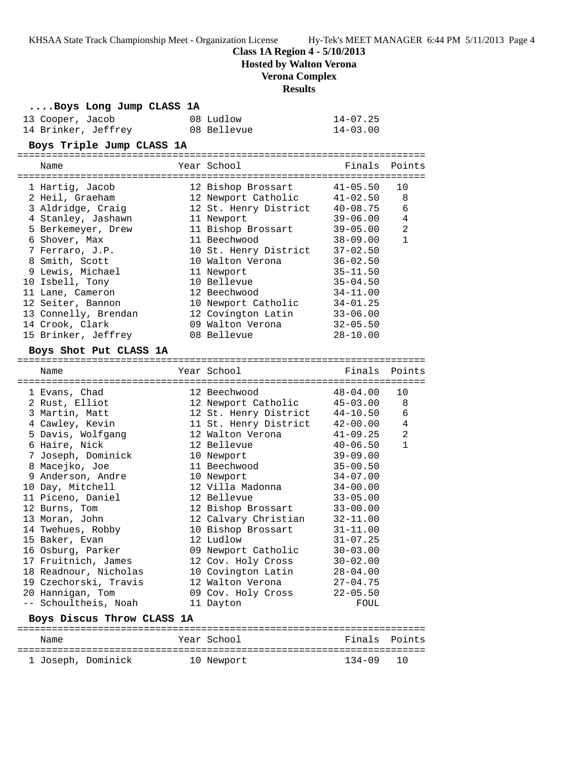**Class 1A Region 4 - 5/10/2013**
**Hosted by Walton Verona**
**Verona Complex**
**Results**

### ....Boys Long Jump CLASS 1A

| Name | Year | School | Finals | Points |
|---|---|---|---|---|
| 13 Cooper, Jacob | 08 | Ludlow | 14-07.25 | |
| 14 Brinker, Jeffrey | 08 | Bellevue | 14-03.00 | |

### Boys Triple Jump CLASS 1A

| Name | Year | School | Finals | Points |
|---|---|---|---|---|
| 1 Hartig, Jacob | 12 | Bishop Brossart | 41-05.50 | 10 |
| 2 Heil, Graeham | 12 | Newport Catholic | 41-02.50 | 8 |
| 3 Aldridge, Craig | 12 | St. Henry District | 40-08.75 | 6 |
| 4 Stanley, Jashawn | 11 | Newport | 39-06.00 | 4 |
| 5 Berkemeyer, Drew | 11 | Bishop Brossart | 39-05.00 | 2 |
| 6 Shover, Max | 11 | Beechwood | 38-09.00 | 1 |
| 7 Ferraro, J.P. | 10 | St. Henry District | 37-02.50 | |
| 8 Smith, Scott | 10 | Walton Verona | 36-02.50 | |
| 9 Lewis, Michael | 11 | Newport | 35-11.50 | |
| 10 Isbell, Tony | 10 | Bellevue | 35-04.50 | |
| 11 Lane, Cameron | 12 | Beechwood | 34-11.00 | |
| 12 Seiter, Bannon | 10 | Newport Catholic | 34-01.25 | |
| 13 Connelly, Brendan | 12 | Covington Latin | 33-06.00 | |
| 14 Crook, Clark | 09 | Walton Verona | 32-05.50 | |
| 15 Brinker, Jeffrey | 08 | Bellevue | 28-10.00 | |

### Boys Shot Put CLASS 1A

| Name | Year | School | Finals | Points |
|---|---|---|---|---|
| 1 Evans, Chad | 12 | Beechwood | 48-04.00 | 10 |
| 2 Rust, Elliot | 12 | Newport Catholic | 45-03.00 | 8 |
| 3 Martin, Matt | 12 | St. Henry District | 44-10.50 | 6 |
| 4 Cawley, Kevin | 11 | St. Henry District | 42-00.00 | 4 |
| 5 Davis, Wolfgang | 12 | Walton Verona | 41-09.25 | 2 |
| 6 Haire, Nick | 12 | Bellevue | 40-06.50 | 1 |
| 7 Joseph, Dominick | 10 | Newport | 39-09.00 | |
| 8 Macejko, Joe | 11 | Beechwood | 35-00.50 | |
| 9 Anderson, Andre | 10 | Newport | 34-07.00 | |
| 10 Day, Mitchell | 12 | Villa Madonna | 34-00.00 | |
| 11 Piceno, Daniel | 12 | Bellevue | 33-05.00 | |
| 12 Burns, Tom | 12 | Bishop Brossart | 33-00.00 | |
| 13 Moran, John | 12 | Calvary Christian | 32-11.00 | |
| 14 Twehues, Robby | 10 | Bishop Brossart | 31-11.00 | |
| 15 Baker, Evan | 12 | Ludlow | 31-07.25 | |
| 16 Osburg, Parker | 09 | Newport Catholic | 30-03.00 | |
| 17 Fruitnich, James | 12 | Cov. Holy Cross | 30-02.00 | |
| 18 Readnour, Nicholas | 10 | Covington Latin | 28-04.00 | |
| 19 Czechorski, Travis | 12 | Walton Verona | 27-04.75 | |
| 20 Hannigan, Tom | 09 | Cov. Holy Cross | 22-05.50 | |
| -- Schoultheis, Noah | 11 | Dayton | FOUL | |

### Boys Discus Throw CLASS 1A

| Name | Year | School | Finals | Points |
|---|---|---|---|---|
| 1 Joseph, Dominick | 10 | Newport | 134-09 | 10 |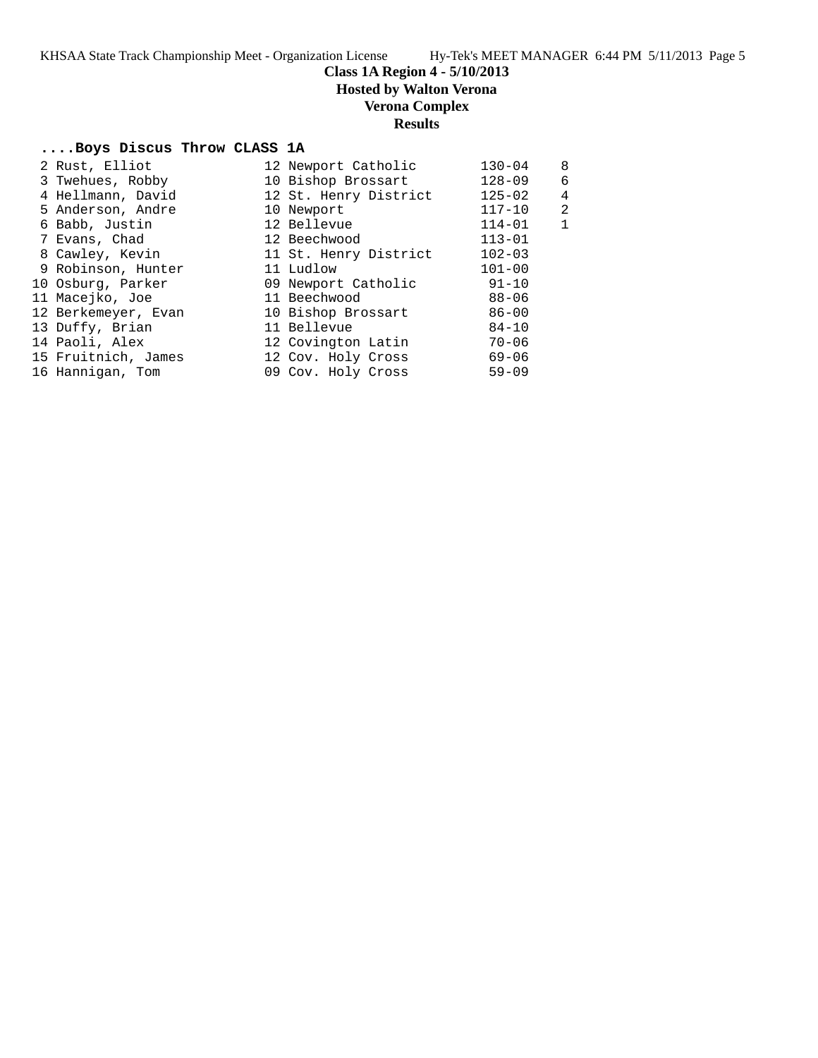# Class 1A Region 4 - 5/10/2013

## Hosted by Walton Verona

## Verona Complex

## Results

### ....Boys Discus Throw CLASS 1A

| | | | | | |
|---|---|---|---|---|---|
| 2 | Rust, Elliot | 12 | Newport Catholic | 130-04 | 8 |
| 3 | Twehues, Robby | 10 | Bishop Brossart | 128-09 | 6 |
| 4 | Hellmann, David | 12 | St. Henry District | 125-02 | 4 |
| 5 | Anderson, Andre | 10 | Newport | 117-10 | 2 |
| 6 | Babb, Justin | 12 | Bellevue | 114-01 | 1 |
| 7 | Evans, Chad | 12 | Beechwood | 113-01 | |
| 8 | Cawley, Kevin | 11 | St. Henry District | 102-03 | |
| 9 | Robinson, Hunter | 11 | Ludlow | 101-00 | |
| 10 | Osburg, Parker | 09 | Newport Catholic | 91-10 | |
| 11 | Macejko, Joe | 11 | Beechwood | 88-06 | |
| 12 | Berkemeyer, Evan | 10 | Bishop Brossart | 86-00 | |
| 13 | Duffy, Brian | 11 | Bellevue | 84-10 | |
| 14 | Paoli, Alex | 12 | Covington Latin | 70-06 | |
| 15 | Fruitnich, James | 12 | Cov. Holy Cross | 69-06 | |
| 16 | Hannigan, Tom | 09 | Cov. Holy Cross | 59-09 | |